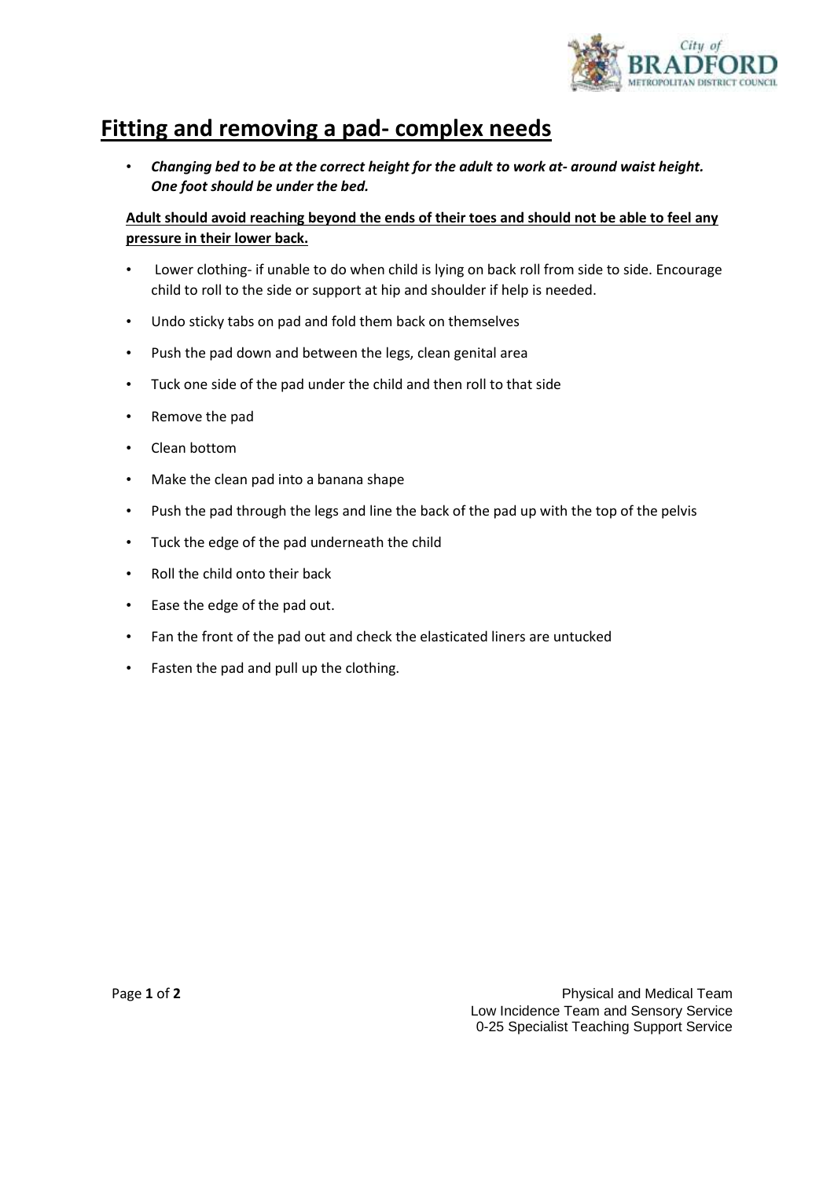# Fitting and removing a pad- complex needs

- ***Changing bed to be at the correct height for the adult to work at- around waist height. One foot should be under the bed.***

**Adult should avoid reaching beyond the ends of their toes and should not be able to feel any pressure in their lower back.**

- Lower clothing- if unable to do when child is lying on back roll from side to side. Encourage child to roll to the side or support at hip and shoulder if help is needed.
- Undo sticky tabs on pad and fold them back on themselves
- Push the pad down and between the legs, clean genital area
- Tuck one side of the pad under the child and then roll to that side
- Remove the pad
- Clean bottom
- Make the clean pad into a banana shape
- Push the pad through the legs and line the back of the pad up with the top of the pelvis
- Tuck the edge of the pad underneath the child
- Roll the child onto their back
- Ease the edge of the pad out.
- Fan the front of the pad out and check the elasticated liners are untucked
- Fasten the pad and pull up the clothing.

Physical and Medical Team
Low Incidence Team and Sensory Service
0-25 Specialist Teaching Support Service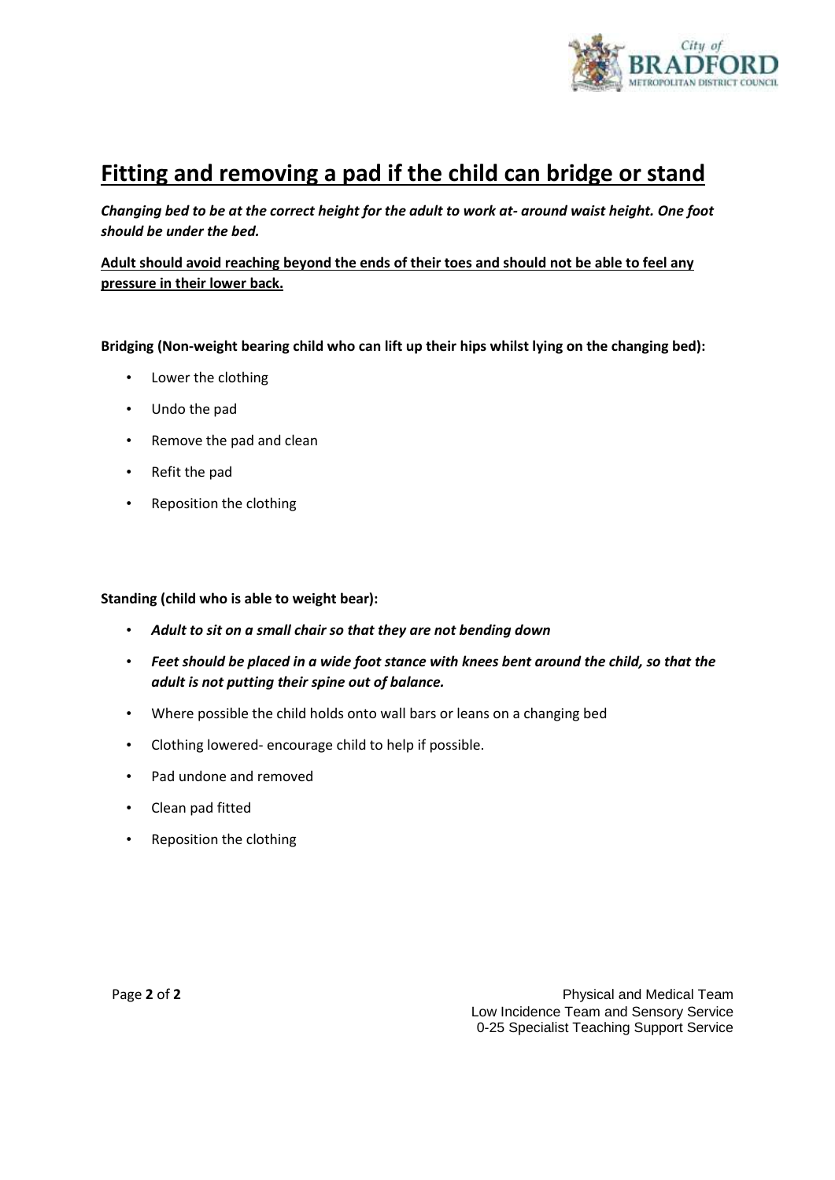## Fitting and removing a pad if the child can bridge or stand

***Changing bed to be at the correct height for the adult to work at- around waist height. One foot should be under the bed.***

**Adult should avoid reaching beyond the ends of their toes and should not be able to feel any pressure in their lower back.**

**Bridging (Non-weight bearing child who can lift up their hips whilst lying on the changing bed):**

- Lower the clothing
- Undo the pad
- Remove the pad and clean
- Refit the pad
- Reposition the clothing

**Standing (child who is able to weight bear):**

- ***Adult to sit on a small chair so that they are not bending down***
- ***Feet should be placed in a wide foot stance with knees bent around the child, so that the adult is not putting their spine out of balance.***
- Where possible the child holds onto wall bars or leans on a changing bed
- Clothing lowered- encourage child to help if possible.
- Pad undone and removed
- Clean pad fitted
- Reposition the clothing

Physical and Medical Team
Low Incidence Team and Sensory Service
0-25 Specialist Teaching Support Service